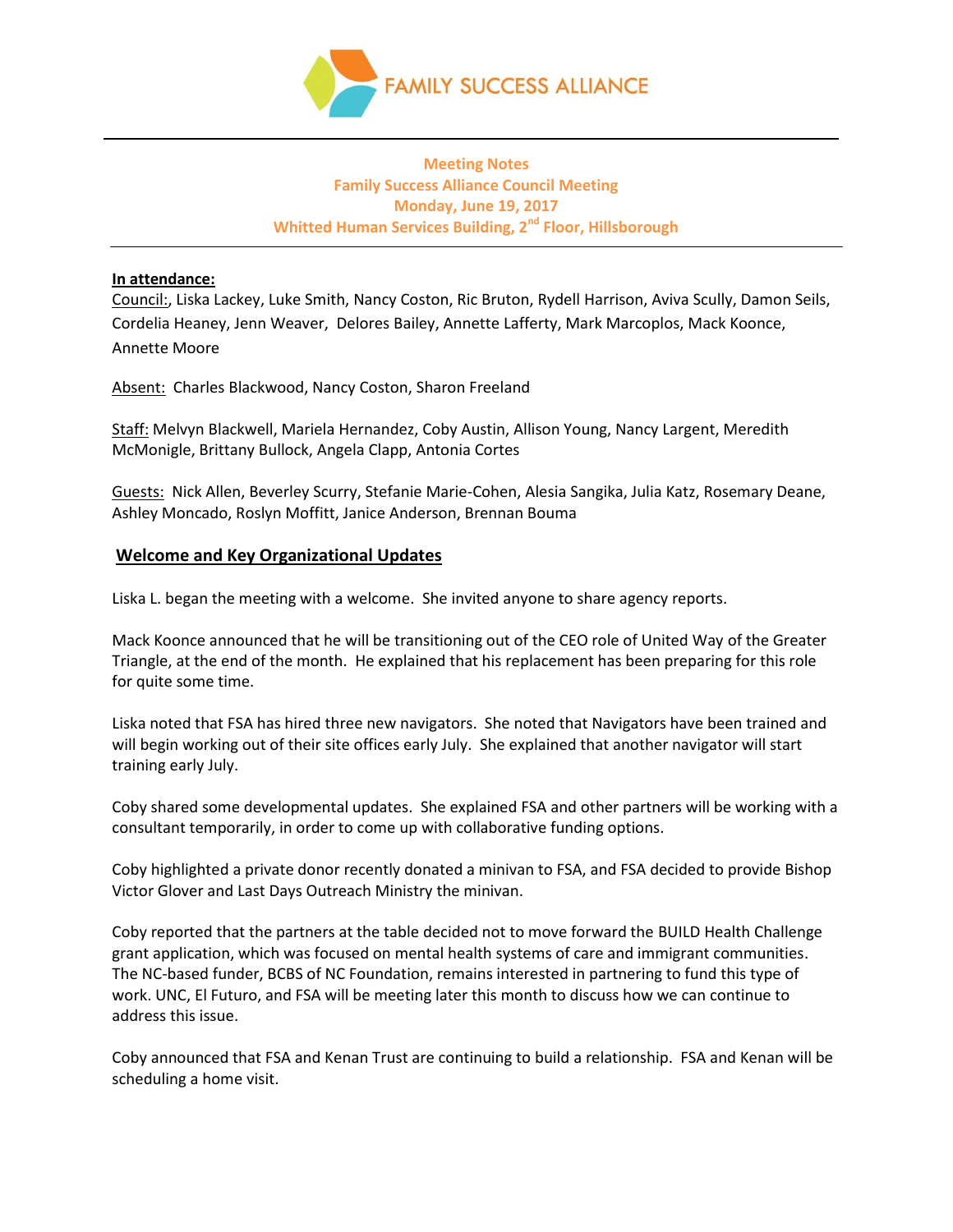FAMILY SUCCESS ALLIANCE

**Meeting Notes**
**Family Success Alliance Council Meeting**
**Monday, June 19, 2017**
**Whitted Human Services Building, 2nd Floor, Hillsborough**

**In attendance:**

Council:, Liska Lackey, Luke Smith, Nancy Coston, Ric Bruton, Rydell Harrison, Aviva Scully, Damon Seils, Cordelia Heaney, Jenn Weaver, Delores Bailey, Annette Lafferty, Mark Marcoplos, Mack Koonce, Annette Moore

Absent: Charles Blackwood, Nancy Coston, Sharon Freeland

Staff: Melvyn Blackwell, Mariela Hernandez, Coby Austin, Allison Young, Nancy Largent, Meredith McMonigle, Brittany Bullock, Angela Clapp, Antonia Cortes

Guests: Nick Allen, Beverley Scurry, Stefanie Marie-Cohen, Alesia Sangika, Julia Katz, Rosemary Deane, Ashley Moncado, Roslyn Moffitt, Janice Anderson, Brennan Bouma

## Welcome and Key Organizational Updates

Liska L. began the meeting with a welcome. She invited anyone to share agency reports.

Mack Koonce announced that he will be transitioning out of the CEO role of United Way of the Greater Triangle, at the end of the month. He explained that his replacement has been preparing for this role for quite some time.

Liska noted that FSA has hired three new navigators. She noted that Navigators have been trained and will begin working out of their site offices early July. She explained that another navigator will start training early July.

Coby shared some developmental updates. She explained FSA and other partners will be working with a consultant temporarily, in order to come up with collaborative funding options.

Coby highlighted a private donor recently donated a minivan to FSA, and FSA decided to provide Bishop Victor Glover and Last Days Outreach Ministry the minivan.

Coby reported that the partners at the table decided not to move forward the BUILD Health Challenge grant application, which was focused on mental health systems of care and immigrant communities. The NC-based funder, BCBS of NC Foundation, remains interested in partnering to fund this type of work. UNC, El Futuro, and FSA will be meeting later this month to discuss how we can continue to address this issue.

Coby announced that FSA and Kenan Trust are continuing to build a relationship. FSA and Kenan will be scheduling a home visit.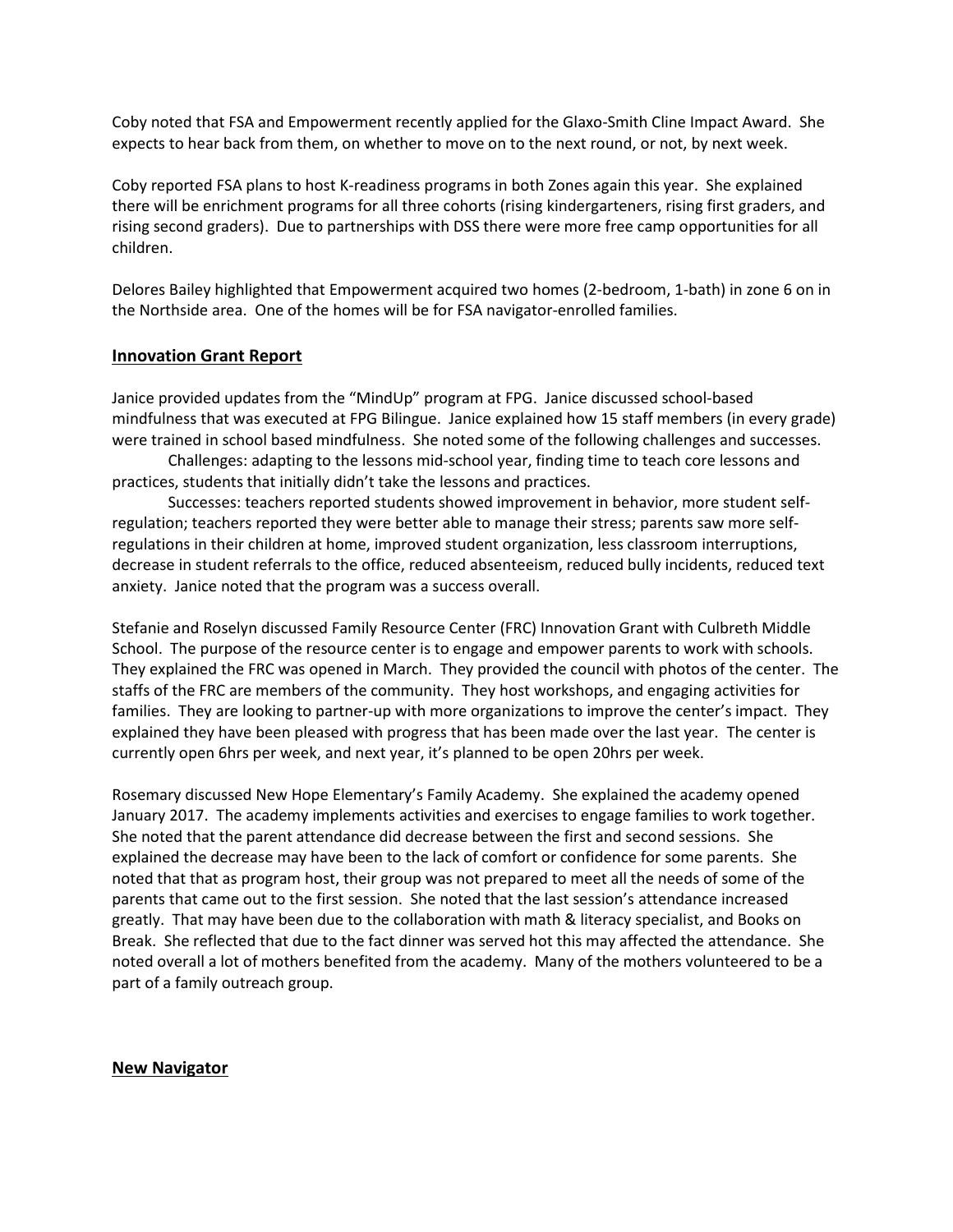Coby noted that FSA and Empowerment recently applied for the Glaxo-Smith Cline Impact Award. She expects to hear back from them, on whether to move on to the next round, or not, by next week.

Coby reported FSA plans to host K-readiness programs in both Zones again this year. She explained there will be enrichment programs for all three cohorts (rising kindergarteners, rising first graders, and rising second graders). Due to partnerships with DSS there were more free camp opportunities for all children.

Delores Bailey highlighted that Empowerment acquired two homes (2-bedroom, 1-bath) in zone 6 on in the Northside area. One of the homes will be for FSA navigator-enrolled families.

## Innovation Grant Report

Janice provided updates from the "MindUp" program at FPG. Janice discussed school-based mindfulness that was executed at FPG Bilingue. Janice explained how 15 staff members (in every grade) were trained in school based mindfulness. She noted some of the following challenges and successes.

Challenges: adapting to the lessons mid-school year, finding time to teach core lessons and practices, students that initially didn't take the lessons and practices.

Successes: teachers reported students showed improvement in behavior, more student self-regulation; teachers reported they were better able to manage their stress; parents saw more self-regulations in their children at home, improved student organization, less classroom interruptions, decrease in student referrals to the office, reduced absenteeism, reduced bully incidents, reduced text anxiety. Janice noted that the program was a success overall.

Stefanie and Roselyn discussed Family Resource Center (FRC) Innovation Grant with Culbreth Middle School. The purpose of the resource center is to engage and empower parents to work with schools. They explained the FRC was opened in March. They provided the council with photos of the center. The staffs of the FRC are members of the community. They host workshops, and engaging activities for families. They are looking to partner-up with more organizations to improve the center's impact. They explained they have been pleased with progress that has been made over the last year. The center is currently open 6hrs per week, and next year, it's planned to be open 20hrs per week.

Rosemary discussed New Hope Elementary's Family Academy. She explained the academy opened January 2017. The academy implements activities and exercises to engage families to work together. She noted that the parent attendance did decrease between the first and second sessions. She explained the decrease may have been to the lack of comfort or confidence for some parents. She noted that that as program host, their group was not prepared to meet all the needs of some of the parents that came out to the first session. She noted that the last session's attendance increased greatly. That may have been due to the collaboration with math & literacy specialist, and Books on Break. She reflected that due to the fact dinner was served hot this may affected the attendance. She noted overall a lot of mothers benefited from the academy. Many of the mothers volunteered to be a part of a family outreach group.

## New Navigator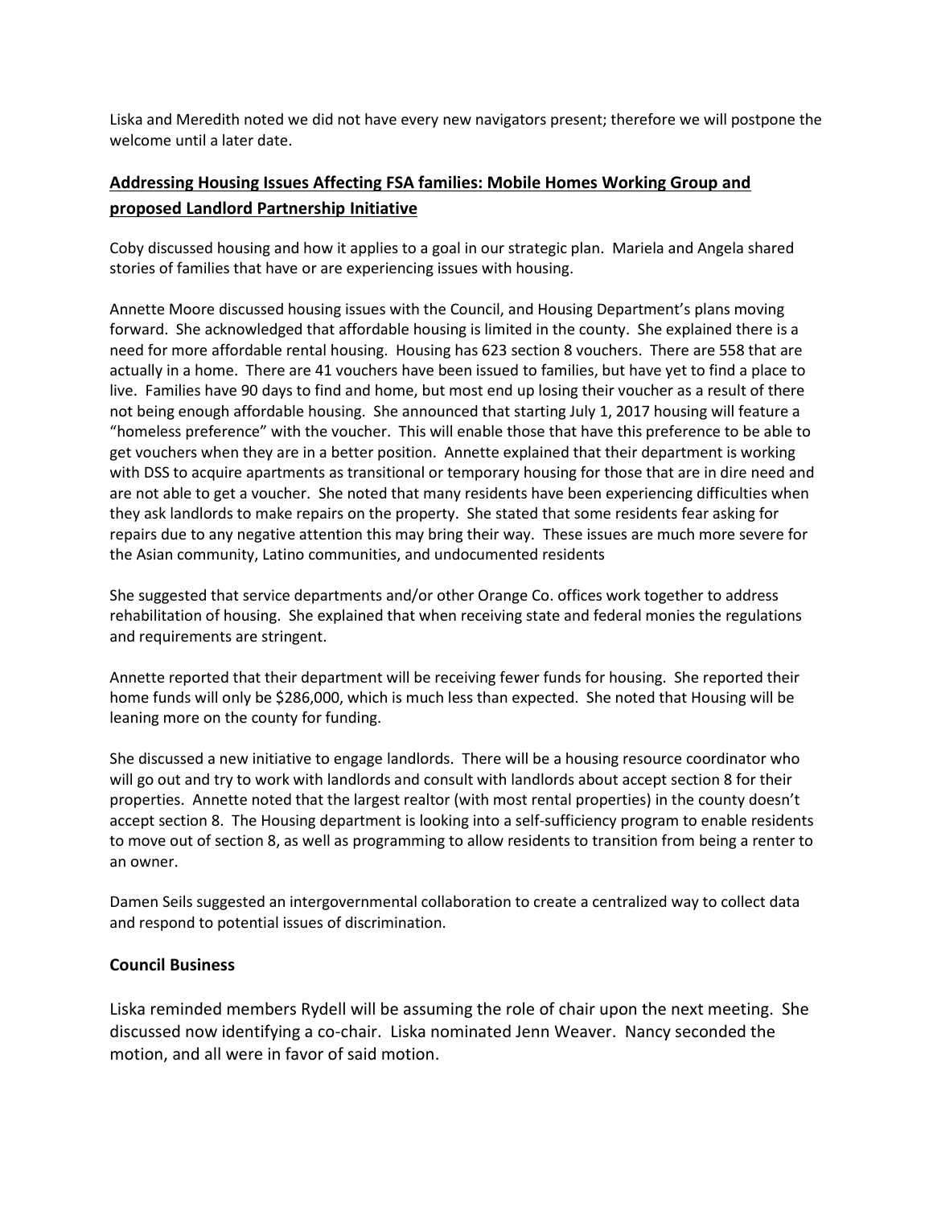Liska and Meredith noted we did not have every new navigators present; therefore we will postpone the welcome until a later date.

## Addressing Housing Issues Affecting FSA families: Mobile Homes Working Group and proposed Landlord Partnership Initiative

Coby discussed housing and how it applies to a goal in our strategic plan. Mariela and Angela shared stories of families that have or are experiencing issues with housing.

Annette Moore discussed housing issues with the Council, and Housing Department's plans moving forward. She acknowledged that affordable housing is limited in the county. She explained there is a need for more affordable rental housing. Housing has 623 section 8 vouchers. There are 558 that are actually in a home. There are 41 vouchers have been issued to families, but have yet to find a place to live. Families have 90 days to find and home, but most end up losing their voucher as a result of there not being enough affordable housing. She announced that starting July 1, 2017 housing will feature a "homeless preference" with the voucher. This will enable those that have this preference to be able to get vouchers when they are in a better position. Annette explained that their department is working with DSS to acquire apartments as transitional or temporary housing for those that are in dire need and are not able to get a voucher. She noted that many residents have been experiencing difficulties when they ask landlords to make repairs on the property. She stated that some residents fear asking for repairs due to any negative attention this may bring their way. These issues are much more severe for the Asian community, Latino communities, and undocumented residents

She suggested that service departments and/or other Orange Co. offices work together to address rehabilitation of housing. She explained that when receiving state and federal monies the regulations and requirements are stringent.

Annette reported that their department will be receiving fewer funds for housing. She reported their home funds will only be $286,000, which is much less than expected. She noted that Housing will be leaning more on the county for funding.

She discussed a new initiative to engage landlords. There will be a housing resource coordinator who will go out and try to work with landlords and consult with landlords about accept section 8 for their properties. Annette noted that the largest realtor (with most rental properties) in the county doesn't accept section 8. The Housing department is looking into a self-sufficiency program to enable residents to move out of section 8, as well as programming to allow residents to transition from being a renter to an owner.

Damen Seils suggested an intergovernmental collaboration to create a centralized way to collect data and respond to potential issues of discrimination.

## Council Business

Liska reminded members Rydell will be assuming the role of chair upon the next meeting. She discussed now identifying a co-chair. Liska nominated Jenn Weaver. Nancy seconded the motion, and all were in favor of said motion.